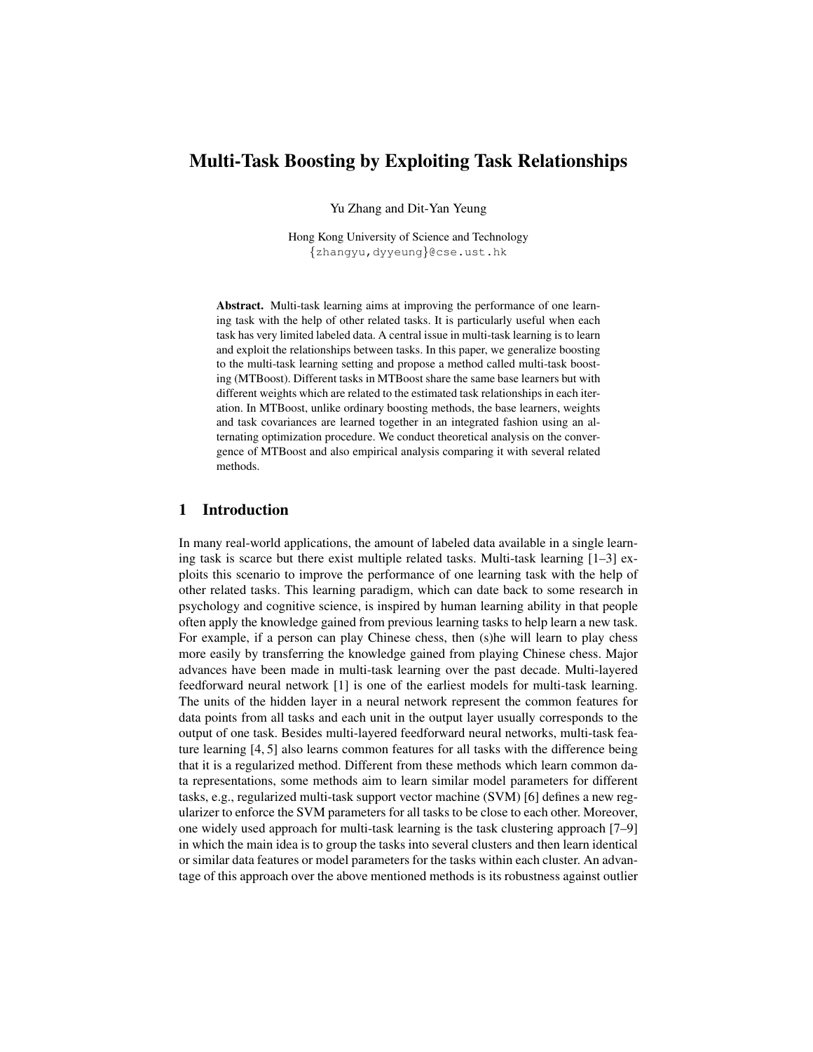# Multi-Task Boosting by Exploiting Task Relationships

Yu Zhang and Dit-Yan Yeung

Hong Kong University of Science and Technology
{zhangyu,dyyeung}@cse.ust.hk

**Abstract.** Multi-task learning aims at improving the performance of one learning task with the help of other related tasks. It is particularly useful when each task has very limited labeled data. A central issue in multi-task learning is to learn and exploit the relationships between tasks. In this paper, we generalize boosting to the multi-task learning setting and propose a method called multi-task boosting (MTBoost). Different tasks in MTBoost share the same base learners but with different weights which are related to the estimated task relationships in each iteration. In MTBoost, unlike ordinary boosting methods, the base learners, weights and task covariances are learned together in an integrated fashion using an alternating optimization procedure. We conduct theoretical analysis on the convergence of MTBoost and also empirical analysis comparing it with several related methods.

## 1 Introduction

In many real-world applications, the amount of labeled data available in a single learning task is scarce but there exist multiple related tasks. Multi-task learning [1–3] exploits this scenario to improve the performance of one learning task with the help of other related tasks. This learning paradigm, which can date back to some research in psychology and cognitive science, is inspired by human learning ability in that people often apply the knowledge gained from previous learning tasks to help learn a new task. For example, if a person can play Chinese chess, then (s)he will learn to play chess more easily by transferring the knowledge gained from playing Chinese chess. Major advances have been made in multi-task learning over the past decade. Multi-layered feedforward neural network [1] is one of the earliest models for multi-task learning. The units of the hidden layer in a neural network represent the common features for data points from all tasks and each unit in the output layer usually corresponds to the output of one task. Besides multi-layered feedforward neural networks, multi-task feature learning [4, 5] also learns common features for all tasks with the difference being that it is a regularized method. Different from these methods which learn common data representations, some methods aim to learn similar model parameters for different tasks, e.g., regularized multi-task support vector machine (SVM) [6] defines a new regularizer to enforce the SVM parameters for all tasks to be close to each other. Moreover, one widely used approach for multi-task learning is the task clustering approach [7–9] in which the main idea is to group the tasks into several clusters and then learn identical or similar data features or model parameters for the tasks within each cluster. An advantage of this approach over the above mentioned methods is its robustness against outlier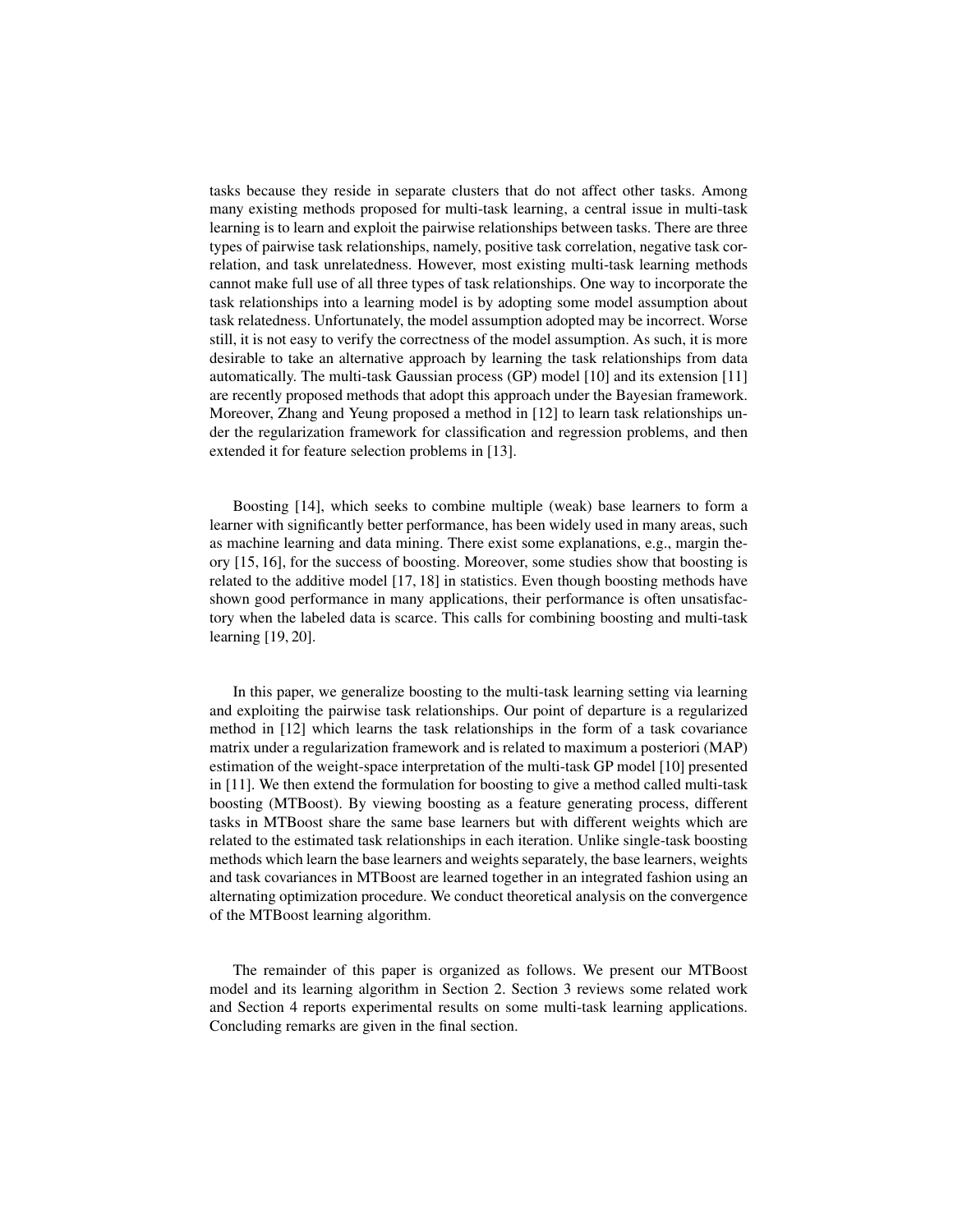tasks because they reside in separate clusters that do not affect other tasks. Among many existing methods proposed for multi-task learning, a central issue in multi-task learning is to learn and exploit the pairwise relationships between tasks. There are three types of pairwise task relationships, namely, positive task correlation, negative task correlation, and task unrelatedness. However, most existing multi-task learning methods cannot make full use of all three types of task relationships. One way to incorporate the task relationships into a learning model is by adopting some model assumption about task relatedness. Unfortunately, the model assumption adopted may be incorrect. Worse still, it is not easy to verify the correctness of the model assumption. As such, it is more desirable to take an alternative approach by learning the task relationships from data automatically. The multi-task Gaussian process (GP) model [10] and its extension [11] are recently proposed methods that adopt this approach under the Bayesian framework. Moreover, Zhang and Yeung proposed a method in [12] to learn task relationships under the regularization framework for classification and regression problems, and then extended it for feature selection problems in [13].

Boosting [14], which seeks to combine multiple (weak) base learners to form a learner with significantly better performance, has been widely used in many areas, such as machine learning and data mining. There exist some explanations, e.g., margin theory [15, 16], for the success of boosting. Moreover, some studies show that boosting is related to the additive model [17, 18] in statistics. Even though boosting methods have shown good performance in many applications, their performance is often unsatisfactory when the labeled data is scarce. This calls for combining boosting and multi-task learning [19, 20].

In this paper, we generalize boosting to the multi-task learning setting via learning and exploiting the pairwise task relationships. Our point of departure is a regularized method in [12] which learns the task relationships in the form of a task covariance matrix under a regularization framework and is related to maximum a posteriori (MAP) estimation of the weight-space interpretation of the multi-task GP model [10] presented in [11]. We then extend the formulation for boosting to give a method called multi-task boosting (MTBoost). By viewing boosting as a feature generating process, different tasks in MTBoost share the same base learners but with different weights which are related to the estimated task relationships in each iteration. Unlike single-task boosting methods which learn the base learners and weights separately, the base learners, weights and task covariances in MTBoost are learned together in an integrated fashion using an alternating optimization procedure. We conduct theoretical analysis on the convergence of the MTBoost learning algorithm.

The remainder of this paper is organized as follows. We present our MTBoost model and its learning algorithm in Section 2. Section 3 reviews some related work and Section 4 reports experimental results on some multi-task learning applications. Concluding remarks are given in the final section.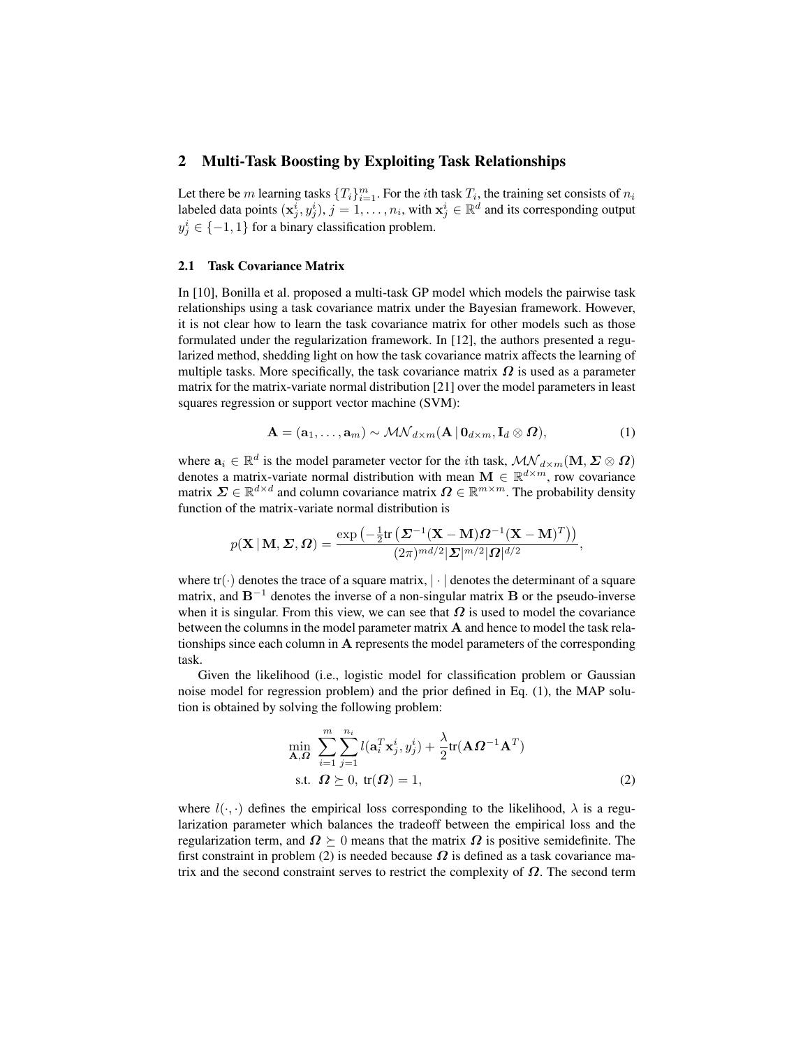## 2 Multi-Task Boosting by Exploiting Task Relationships

Let there be $m$ learning tasks $\{T_i\}_{i=1}^m$. For the $i$th task $T_i$, the training set consists of $n_i$ labeled data points $(\mathbf{x}_j^i, y_j^i)$, $j = 1, \ldots, n_i$, with $\mathbf{x}_j^i \in \mathbb{R}^d$ and its corresponding output $y_j^i \in \{-1, 1\}$ for a binary classification problem.

### 2.1 Task Covariance Matrix

In [10], Bonilla et al. proposed a multi-task GP model which models the pairwise task relationships using a task covariance matrix under the Bayesian framework. However, it is not clear how to learn the task covariance matrix for other models such as those formulated under the regularization framework. In [12], the authors presented a regularized method, shedding light on how the task covariance matrix affects the learning of multiple tasks. More specifically, the task covariance matrix $\boldsymbol{\Omega}$ is used as a parameter matrix for the matrix-variate normal distribution [21] over the model parameters in least squares regression or support vector machine (SVM):

$$\mathbf{A} = (\mathbf{a}_1, \ldots, \mathbf{a}_m) \sim \mathcal{MN}_{d\times m}(\mathbf{A} \,|\, \mathbf{0}_{d\times m}, \mathbf{I}_d \otimes \boldsymbol{\Omega}), \tag{1}$$

where $\mathbf{a}_i \in \mathbb{R}^d$ is the model parameter vector for the $i$th task, $\mathcal{MN}_{d\times m}(\mathbf{M}, \boldsymbol{\Sigma} \otimes \boldsymbol{\Omega})$ denotes a matrix-variate normal distribution with mean $\mathbf{M} \in \mathbb{R}^{d\times m}$, row covariance matrix $\boldsymbol{\Sigma} \in \mathbb{R}^{d\times d}$ and column covariance matrix $\boldsymbol{\Omega} \in \mathbb{R}^{m\times m}$. The probability density function of the matrix-variate normal distribution is

$$p(\mathbf{X} \,|\, \mathbf{M}, \boldsymbol{\Sigma}, \boldsymbol{\Omega}) = \frac{\exp\left(-\frac{1}{2}\mathrm{tr}\left(\boldsymbol{\Sigma}^{-1}(\mathbf{X}-\mathbf{M})\boldsymbol{\Omega}^{-1}(\mathbf{X}-\mathbf{M})^T\right)\right)}{(2\pi)^{md/2}|\boldsymbol{\Sigma}|^{m/2}|\boldsymbol{\Omega}|^{d/2}},$$

where $\mathrm{tr}(\cdot)$ denotes the trace of a square matrix, $|\cdot|$ denotes the determinant of a square matrix, and $\mathbf{B}^{-1}$ denotes the inverse of a non-singular matrix $\mathbf{B}$ or the pseudo-inverse when it is singular. From this view, we can see that $\boldsymbol{\Omega}$ is used to model the covariance between the columns in the model parameter matrix $\mathbf{A}$ and hence to model the task relationships since each column in $\mathbf{A}$ represents the model parameters of the corresponding task.

Given the likelihood (i.e., logistic model for classification problem or Gaussian noise model for regression problem) and the prior defined in Eq. (1), the MAP solution is obtained by solving the following problem:

$$\begin{aligned}
\min_{\mathbf{A},\boldsymbol{\Omega}} \; & \sum_{i=1}^{m}\sum_{j=1}^{n_i} l(\mathbf{a}_i^T\mathbf{x}_j^i, y_j^i) + \frac{\lambda}{2}\mathrm{tr}(\mathbf{A}\boldsymbol{\Omega}^{-1}\mathbf{A}^T) \\
\text{s.t.} \; & \boldsymbol{\Omega} \succeq 0, \; \mathrm{tr}(\boldsymbol{\Omega}) = 1,
\end{aligned} \tag{2}$$

where $l(\cdot,\cdot)$ defines the empirical loss corresponding to the likelihood, $\lambda$ is a regularization parameter which balances the tradeoff between the empirical loss and the regularization term, and $\boldsymbol{\Omega} \succeq 0$ means that the matrix $\boldsymbol{\Omega}$ is positive semidefinite. The first constraint in problem (2) is needed because $\boldsymbol{\Omega}$ is defined as a task covariance matrix and the second constraint serves to restrict the complexity of $\boldsymbol{\Omega}$. The second term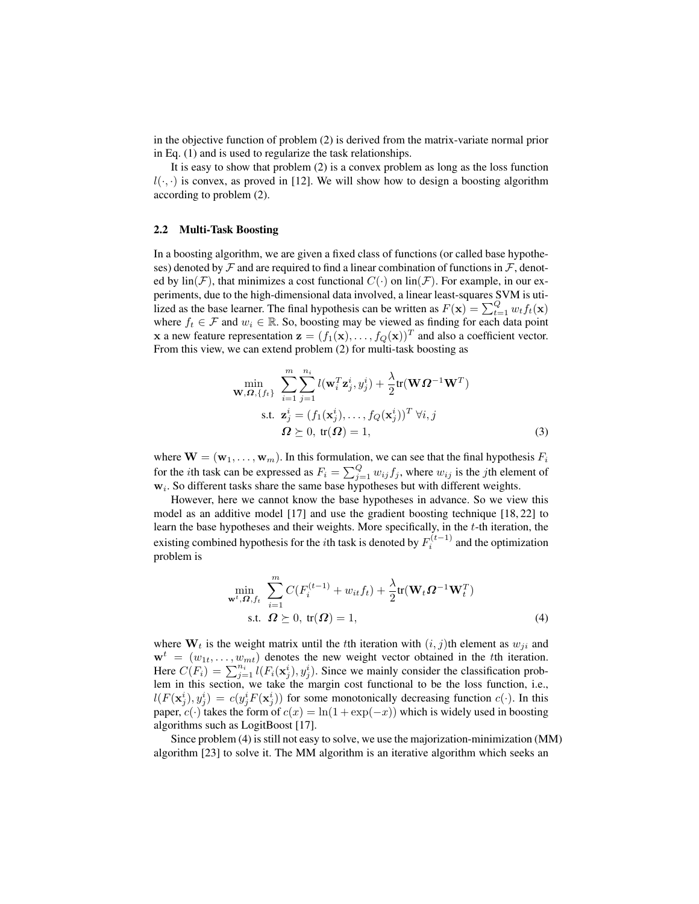in the objective function of problem (2) is derived from the matrix-variate normal prior in Eq. (1) and is used to regularize the task relationships.

It is easy to show that problem (2) is a convex problem as long as the loss function $l(\cdot,\cdot)$ is convex, as proved in [12]. We will show how to design a boosting algorithm according to problem (2).

### 2.2 Multi-Task Boosting

In a boosting algorithm, we are given a fixed class of functions (or called base hypotheses) denoted by $\mathcal{F}$ and are required to find a linear combination of functions in $\mathcal{F}$, denoted by $\text{lin}(\mathcal{F})$, that minimizes a cost functional $C(\cdot)$ on $\text{lin}(\mathcal{F})$. For example, in our experiments, due to the high-dimensional data involved, a linear least-squares SVM is utilized as the base learner. The final hypothesis can be written as $F(\mathbf{x}) = \sum_{t=1}^{Q} w_t f_t(\mathbf{x})$ where $f_t \in \mathcal{F}$ and $w_i \in \mathbb{R}$. So, boosting may be viewed as finding for each data point $\mathbf{x}$ a new feature representation $\mathbf{z} = (f_1(\mathbf{x}), \ldots, f_Q(\mathbf{x}))^T$ and also a coefficient vector. From this view, we can extend problem (2) for multi-task boosting as

$$
\begin{aligned}
\min_{\mathbf{W}, \boldsymbol{\Omega}, \{f_t\}} \quad & \sum_{i=1}^{m} \sum_{j=1}^{n_i} l(\mathbf{w}_i^T \mathbf{z}_j^i, y_j^i) + \frac{\lambda}{2} \text{tr}(\mathbf{W} \boldsymbol{\Omega}^{-1} \mathbf{W}^T) \\
\text{s.t.} \quad & \mathbf{z}_j^i = (f_1(\mathbf{x}_j^i), \ldots, f_Q(\mathbf{x}_j^i))^T \ \forall i, j \\
& \boldsymbol{\Omega} \succeq 0, \ \text{tr}(\boldsymbol{\Omega}) = 1,
\end{aligned}
\tag{3}
$$

where $\mathbf{W} = (\mathbf{w}_1, \ldots, \mathbf{w}_m)$. In this formulation, we can see that the final hypothesis $F_i$ for the $i$th task can be expressed as $F_i = \sum_{j=1}^{Q} w_{ij} f_j$, where $w_{ij}$ is the $j$th element of $\mathbf{w}_i$. So different tasks share the same base hypotheses but with different weights.

However, here we cannot know the base hypotheses in advance. So we view this model as an additive model [17] and use the gradient boosting technique [18, 22] to learn the base hypotheses and their weights. More specifically, in the $t$-th iteration, the existing combined hypothesis for the $i$th task is denoted by $F_i^{(t-1)}$ and the optimization problem is

$$
\begin{aligned}
\min_{\mathbf{w}^t, \boldsymbol{\Omega}, f_t} \quad & \sum_{i=1}^{m} C(F_i^{(t-1)} + w_{it} f_t) + \frac{\lambda}{2} \text{tr}(\mathbf{W}_t \boldsymbol{\Omega}^{-1} \mathbf{W}_t^T) \\
\text{s.t.} \quad & \boldsymbol{\Omega} \succeq 0, \ \text{tr}(\boldsymbol{\Omega}) = 1,
\end{aligned}
\tag{4}
$$

where $\mathbf{W}_t$ is the weight matrix until the $t$th iteration with $(i, j)$th element as $w_{ji}$ and $\mathbf{w}^t = (w_{1t}, \ldots, w_{mt})$ denotes the new weight vector obtained in the $t$th iteration. Here $C(F_i) = \sum_{j=1}^{n_i} l(F_i(\mathbf{x}_j^i), y_j^i)$. Since we mainly consider the classification problem in this section, we take the margin cost functional to be the loss function, i.e., $l(F(\mathbf{x}_j^i), y_j^i) = c(y_j^i F(\mathbf{x}_j^i))$ for some monotonically decreasing function $c(\cdot)$. In this paper, $c(\cdot)$ takes the form of $c(x) = \ln(1 + \exp(-x))$ which is widely used in boosting algorithms such as LogitBoost [17].

Since problem (4) is still not easy to solve, we use the majorization-minimization (MM) algorithm [23] to solve it. The MM algorithm is an iterative algorithm which seeks an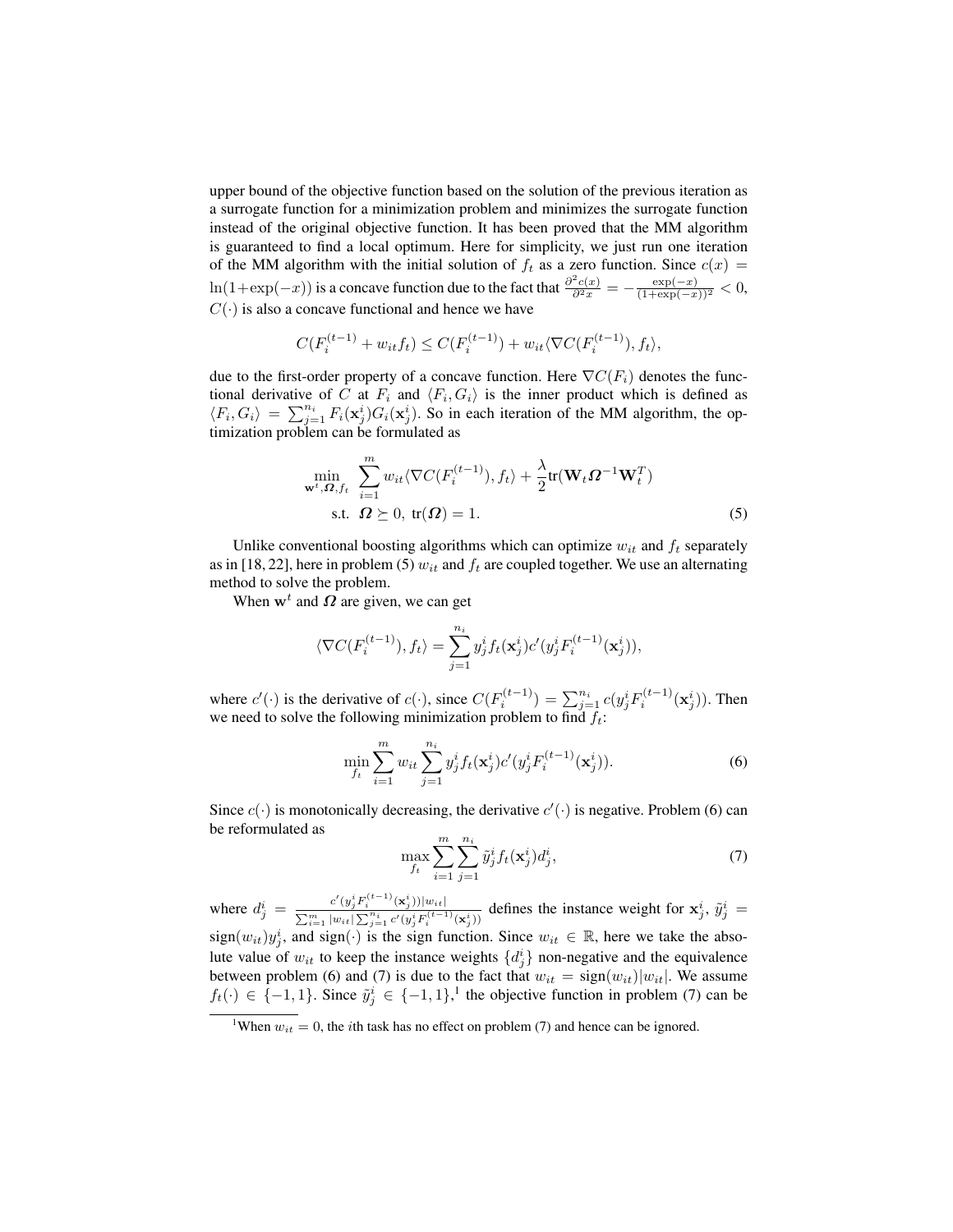upper bound of the objective function based on the solution of the previous iteration as a surrogate function for a minimization problem and minimizes the surrogate function instead of the original objective function. It has been proved that the MM algorithm is guaranteed to find a local optimum. Here for simplicity, we just run one iteration of the MM algorithm with the initial solution of $f_t$ as a zero function. Since $c(x) = \ln(1+\exp(-x))$ is a concave function due to the fact that $\frac{\partial^2 c(x)}{\partial^2 x} = -\frac{\exp(-x)}{(1+\exp(-x))^2} < 0$, $C(\cdot)$ is also a concave functional and hence we have

$$C(F_i^{(t-1)} + w_{it} f_t) \leq C(F_i^{(t-1)}) + w_{it} \langle \nabla C(F_i^{(t-1)}), f_t \rangle,$$

due to the first-order property of a concave function. Here $\nabla C(F_i)$ denotes the functional derivative of $C$ at $F_i$ and $\langle F_i, G_i \rangle$ is the inner product which is defined as $\langle F_i, G_i \rangle = \sum_{j=1}^{n_i} F_i(\mathbf{x}_j^i) G_i(\mathbf{x}_j^i)$. So in each iteration of the MM algorithm, the optimization problem can be formulated as

$$\begin{aligned} \min_{\mathbf{w}^t, \boldsymbol{\Omega}, f_t} \quad & \sum_{i=1}^{m} w_{it} \langle \nabla C(F_i^{(t-1)}), f_t \rangle + \frac{\lambda}{2} \text{tr}(\mathbf{W}_t \boldsymbol{\Omega}^{-1} \mathbf{W}_t^T) \\ \text{s.t.} \quad & \boldsymbol{\Omega} \succeq 0, \ \text{tr}(\boldsymbol{\Omega}) = 1. \end{aligned} \tag{5}$$

Unlike conventional boosting algorithms which can optimize $w_{it}$ and $f_t$ separately as in [18, 22], here in problem (5) $w_{it}$ and $f_t$ are coupled together. We use an alternating method to solve the problem.

When $\mathbf{w}^t$ and $\boldsymbol{\Omega}$ are given, we can get

$$\langle \nabla C(F_i^{(t-1)}), f_t \rangle = \sum_{j=1}^{n_i} y_j^i f_t(\mathbf{x}_j^i) c'(y_j^i F_i^{(t-1)}(\mathbf{x}_j^i)),$$

where $c'(\cdot)$ is the derivative of $c(\cdot)$, since $C(F_i^{(t-1)}) = \sum_{j=1}^{n_i} c(y_j^i F_i^{(t-1)}(\mathbf{x}_j^i))$. Then we need to solve the following minimization problem to find $f_t$:

$$\min_{f_t} \sum_{i=1}^{m} w_{it} \sum_{j=1}^{n_i} y_j^i f_t(\mathbf{x}_j^i) c'(y_j^i F_i^{(t-1)}(\mathbf{x}_j^i)). \tag{6}$$

Since $c(\cdot)$ is monotonically decreasing, the derivative $c'(\cdot)$ is negative. Problem (6) can be reformulated as

$$\max_{f_t} \sum_{i=1}^{m} \sum_{j=1}^{n_i} \tilde{y}_j^i f_t(\mathbf{x}_j^i) d_j^i, \tag{7}$$

where $d_j^i = \frac{c'(y_j^i F_i^{(t-1)}(\mathbf{x}_j^i)) |w_{it}|}{\sum_{i=1}^{m} |w_{it}| \sum_{j=1}^{n_i} c'(y_j^i F_i^{(t-1)}(\mathbf{x}_j^i))}$ defines the instance weight for $\mathbf{x}_j^i$, $\tilde{y}_j^i = \text{sign}(w_{it}) y_j^i$, and $\text{sign}(\cdot)$ is the sign function. Since $w_{it} \in \mathbb{R}$, here we take the absolute value of $w_{it}$ to keep the instance weights $\{d_j^i\}$ non-negative and the equivalence between problem (6) and (7) is due to the fact that $w_{it} = \text{sign}(w_{it}) |w_{it}|$. We assume $f_t(\cdot) \in \{-1, 1\}$. Since $\tilde{y}_j^i \in \{-1, 1\}$,[1] the objective function in problem (7) can be

[1] When $w_{it} = 0$, the $i$th task has no effect on problem (7) and hence can be ignored.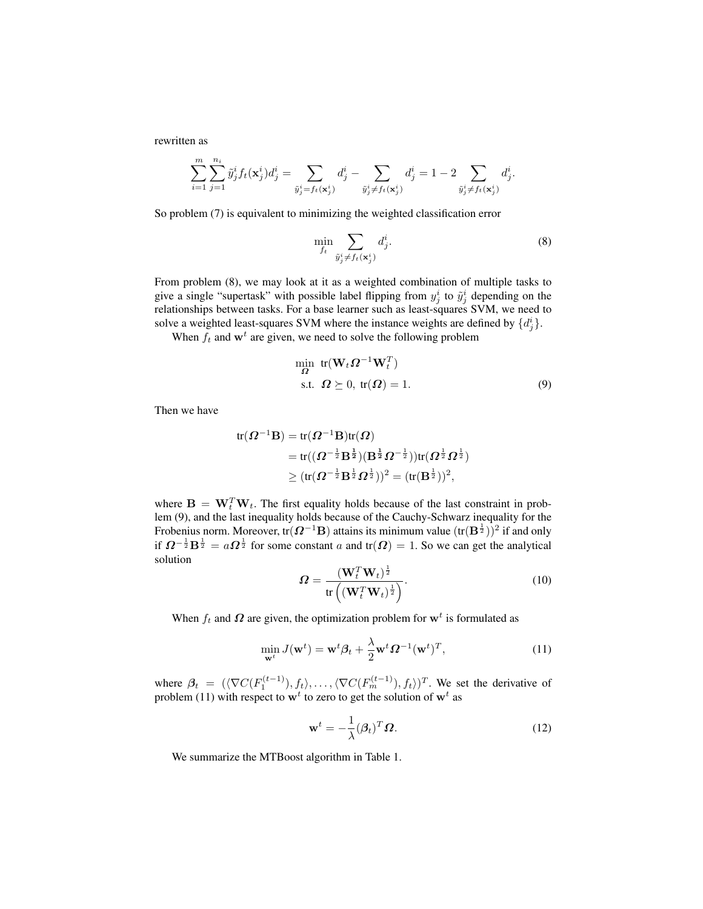rewritten as

$$\sum_{i=1}^{m}\sum_{j=1}^{n_i}\tilde{y}_j^i f_t(\mathbf{x}_j^i) d_j^i = \sum_{\tilde{y}_j^i = f_t(\mathbf{x}_j^i)} d_j^i - \sum_{\tilde{y}_j^i \neq f_t(\mathbf{x}_j^i)} d_j^i = 1 - 2\sum_{\tilde{y}_j^i \neq f_t(\mathbf{x}_j^i)} d_j^i.$$

So problem (7) is equivalent to minimizing the weighted classification error

$$\min_{f_t} \sum_{\tilde{y}_j^i \neq f_t(\mathbf{x}_j^i)} d_j^i. \tag{8}$$

From problem (8), we may look at it as a weighted combination of multiple tasks to give a single "supertask" with possible label flipping from $y_j^i$ to $\tilde{y}_j^i$ depending on the relationships between tasks. For a base learner such as least-squares SVM, we need to solve a weighted least-squares SVM where the instance weights are defined by $\{d_j^i\}$.

When $f_t$ and $\mathbf{w}^t$ are given, we need to solve the following problem

$$\begin{aligned} \min_{\boldsymbol{\Omega}} \ & \mathrm{tr}(\mathbf{W}_t \boldsymbol{\Omega}^{-1} \mathbf{W}_t^T) \\ \text{s.t.} \ & \boldsymbol{\Omega} \succeq 0, \ \mathrm{tr}(\boldsymbol{\Omega}) = 1. \end{aligned} \tag{9}$$

Then we have

$$\begin{aligned} \mathrm{tr}(\boldsymbol{\Omega}^{-1}\mathbf{B}) &= \mathrm{tr}(\boldsymbol{\Omega}^{-1}\mathbf{B})\mathrm{tr}(\boldsymbol{\Omega}) \\ &= \mathrm{tr}((\boldsymbol{\Omega}^{-\frac{1}{2}}\mathbf{B}^{\frac{1}{2}})(\mathbf{B}^{\frac{1}{2}}\boldsymbol{\Omega}^{-\frac{1}{2}}))\mathrm{tr}(\boldsymbol{\Omega}^{\frac{1}{2}}\boldsymbol{\Omega}^{\frac{1}{2}}) \\ &\geq (\mathrm{tr}(\boldsymbol{\Omega}^{-\frac{1}{2}}\mathbf{B}^{\frac{1}{2}}\boldsymbol{\Omega}^{\frac{1}{2}}))^2 = (\mathrm{tr}(\mathbf{B}^{\frac{1}{2}}))^2, \end{aligned}$$

where $\mathbf{B} = \mathbf{W}_t^T\mathbf{W}_t$. The first equality holds because of the last constraint in problem (9), and the last inequality holds because of the Cauchy-Schwarz inequality for the Frobenius norm. Moreover, $\mathrm{tr}(\boldsymbol{\Omega}^{-1}\mathbf{B})$ attains its minimum value $(\mathrm{tr}(\mathbf{B}^{\frac{1}{2}}))^2$ if and only if $\boldsymbol{\Omega}^{-\frac{1}{2}}\mathbf{B}^{\frac{1}{2}} = a\boldsymbol{\Omega}^{\frac{1}{2}}$ for some constant $a$ and $\mathrm{tr}(\boldsymbol{\Omega}) = 1$. So we can get the analytical solution

$$\boldsymbol{\Omega} = \frac{(\mathbf{W}_t^T\mathbf{W}_t)^{\frac{1}{2}}}{\mathrm{tr}\left((\mathbf{W}_t^T\mathbf{W}_t)^{\frac{1}{2}}\right)}. \tag{10}$$

When $f_t$ and $\boldsymbol{\Omega}$ are given, the optimization problem for $\mathbf{w}^t$ is formulated as

$$\min_{\mathbf{w}^t} J(\mathbf{w}^t) = \mathbf{w}^t\boldsymbol{\beta}_t + \frac{\lambda}{2}\mathbf{w}^t\boldsymbol{\Omega}^{-1}(\mathbf{w}^t)^T, \tag{11}$$

where $\boldsymbol{\beta}_t = (\langle \nabla C(F_1^{(t-1)}), f_t\rangle, \ldots, \langle \nabla C(F_m^{(t-1)}), f_t\rangle)^T$. We set the derivative of problem (11) with respect to $\mathbf{w}^t$ to zero to get the solution of $\mathbf{w}^t$ as

$$\mathbf{w}^t = -\frac{1}{\lambda}(\boldsymbol{\beta}_t)^T\boldsymbol{\Omega}. \tag{12}$$

We summarize the MTBoost algorithm in Table 1.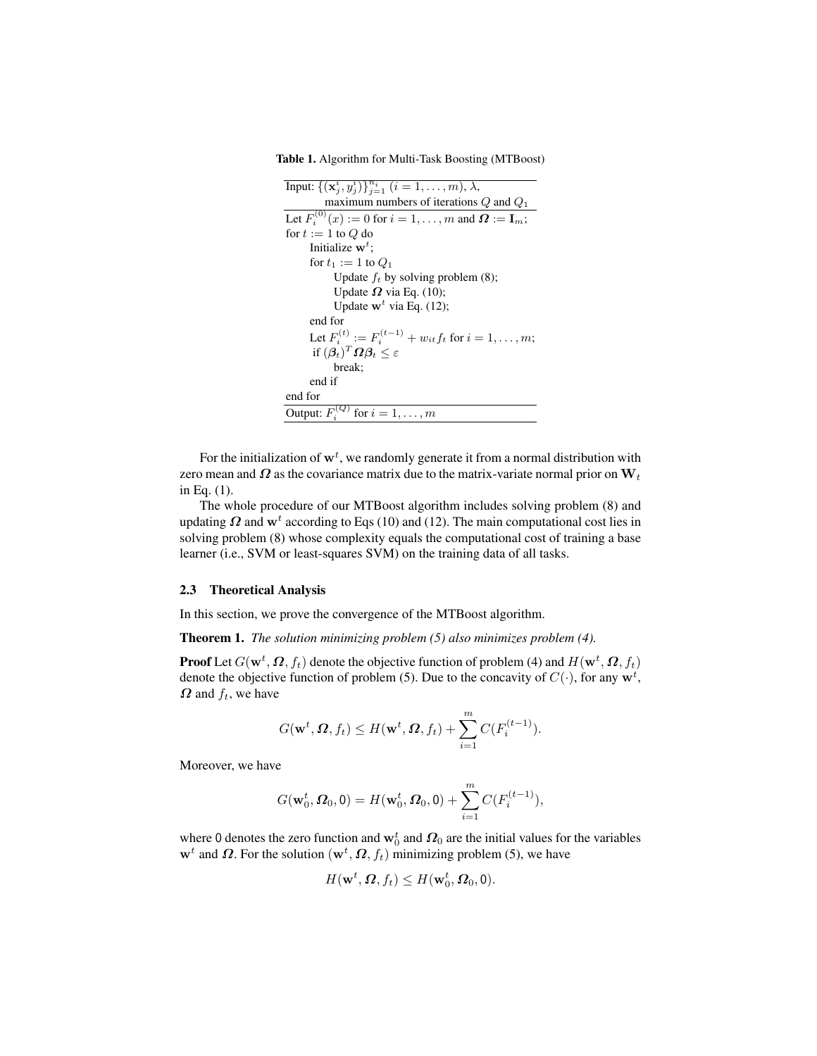**Table 1.** Algorithm for Multi-Task Boosting (MTBoost)

```
Input: {(x_j^i, y_j^i)}_{j=1}^{n_i} (i = 1, ..., m), λ,
       maximum numbers of iterations Q and Q_1
Let F_i^{(0)}(x) := 0 for i = 1, ..., m and Ω := I_m;
for t := 1 to Q do
    Initialize w^t;
    for t_1 := 1 to Q_1
        Update f_t by solving problem (8);
        Update Ω via Eq. (10);
        Update w^t via Eq. (12);
    end for
    Let F_i^{(t)} := F_i^{(t-1)} + w_{it} f_t for i = 1, ..., m;
    if (β_t)^T Ω β_t ≤ ε
        break;
    end if
end for
Output: F_i^{(Q)} for i = 1, ..., m
```

For the initialization of $\mathbf{w}^t$, we randomly generate it from a normal distribution with zero mean and $\boldsymbol{\Omega}$ as the covariance matrix due to the matrix-variate normal prior on $\mathbf{W}_t$ in Eq. (1).

The whole procedure of our MTBoost algorithm includes solving problem (8) and updating $\boldsymbol{\Omega}$ and $\mathbf{w}^t$ according to Eqs (10) and (12). The main computational cost lies in solving problem (8) whose complexity equals the computational cost of training a base learner (i.e., SVM or least-squares SVM) on the training data of all tasks.

### 2.3 Theoretical Analysis

In this section, we prove the convergence of the MTBoost algorithm.

**Theorem 1.** *The solution minimizing problem (5) also minimizes problem (4).*

**Proof** Let $G(\mathbf{w}^t, \boldsymbol{\Omega}, f_t)$ denote the objective function of problem (4) and $H(\mathbf{w}^t, \boldsymbol{\Omega}, f_t)$ denote the objective function of problem (5). Due to the concavity of $C(\cdot)$, for any $\mathbf{w}^t$, $\boldsymbol{\Omega}$ and $f_t$, we have

$$G(\mathbf{w}^t, \boldsymbol{\Omega}, f_t) \leq H(\mathbf{w}^t, \boldsymbol{\Omega}, f_t) + \sum_{i=1}^{m} C(F_i^{(t-1)}).$$

Moreover, we have

$$G(\mathbf{w}_0^t, \boldsymbol{\Omega}_0, 0) = H(\mathbf{w}_0^t, \boldsymbol{\Omega}_0, 0) + \sum_{i=1}^{m} C(F_i^{(t-1)}),$$

where 0 denotes the zero function and $\mathbf{w}_0^t$ and $\boldsymbol{\Omega}_0$ are the initial values for the variables $\mathbf{w}^t$ and $\boldsymbol{\Omega}$. For the solution $(\mathbf{w}^t, \boldsymbol{\Omega}, f_t)$ minimizing problem (5), we have

$$H(\mathbf{w}^t, \boldsymbol{\Omega}, f_t) \leq H(\mathbf{w}_0^t, \boldsymbol{\Omega}_0, 0).$$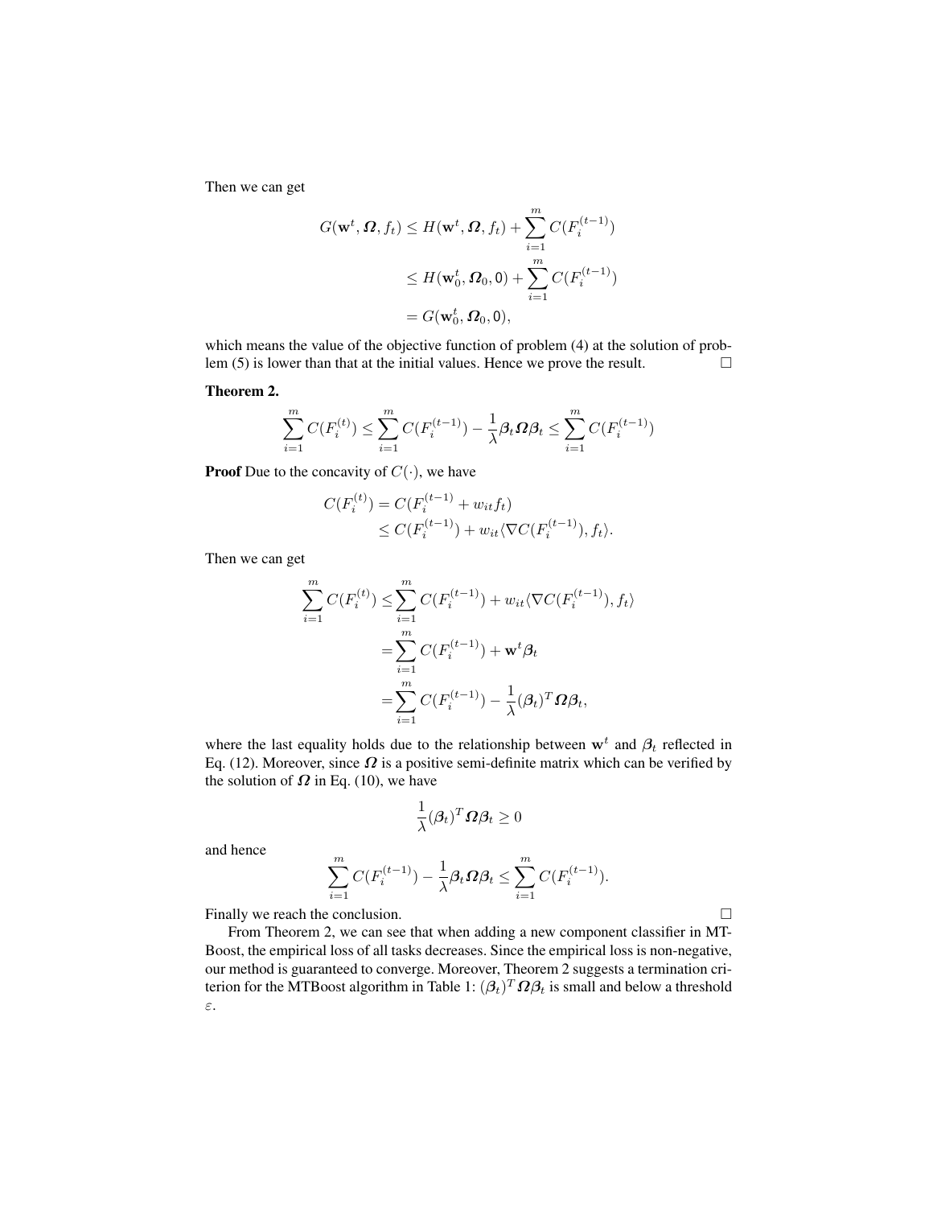Then we can get

$$
\begin{aligned}
G(\mathbf{w}^t, \boldsymbol{\Omega}, f_t) &\leq H(\mathbf{w}^t, \boldsymbol{\Omega}, f_t) + \sum_{i=1}^{m} C(F_i^{(t-1)}) \\
&\leq H(\mathbf{w}_0^t, \boldsymbol{\Omega}_0, 0) + \sum_{i=1}^{m} C(F_i^{(t-1)}) \\
&= G(\mathbf{w}_0^t, \boldsymbol{\Omega}_0, 0),
\end{aligned}
$$

which means the value of the objective function of problem (4) at the solution of problem (5) is lower than that at the initial values. Hence we prove the result. □

**Theorem 2.**

$$
\sum_{i=1}^{m} C(F_i^{(t)}) \leq \sum_{i=1}^{m} C(F_i^{(t-1)}) - \frac{1}{\lambda} \boldsymbol{\beta}_t \boldsymbol{\Omega} \boldsymbol{\beta}_t \leq \sum_{i=1}^{m} C(F_i^{(t-1)})
$$

**Proof** Due to the concavity of $C(\cdot)$, we have

$$
\begin{aligned}
C(F_i^{(t)}) &= C(F_i^{(t-1)} + w_{it} f_t) \\
&\leq C(F_i^{(t-1)}) + w_{it} \langle \nabla C(F_i^{(t-1)}), f_t \rangle.
\end{aligned}
$$

Then we can get

$$
\begin{aligned}
\sum_{i=1}^{m} C(F_i^{(t)}) &\leq \sum_{i=1}^{m} C(F_i^{(t-1)}) + w_{it} \langle \nabla C(F_i^{(t-1)}), f_t \rangle \\
&= \sum_{i=1}^{m} C(F_i^{(t-1)}) + \mathbf{w}^t \boldsymbol{\beta}_t \\
&= \sum_{i=1}^{m} C(F_i^{(t-1)}) - \frac{1}{\lambda} (\boldsymbol{\beta}_t)^T \boldsymbol{\Omega} \boldsymbol{\beta}_t,
\end{aligned}
$$

where the last equality holds due to the relationship between $\mathbf{w}^t$ and $\boldsymbol{\beta}_t$ reflected in Eq. (12). Moreover, since $\boldsymbol{\Omega}$ is a positive semi-definite matrix which can be verified by the solution of $\boldsymbol{\Omega}$ in Eq. (10), we have

$$
\frac{1}{\lambda} (\boldsymbol{\beta}_t)^T \boldsymbol{\Omega} \boldsymbol{\beta}_t \geq 0
$$

and hence

$$
\sum_{i=1}^{m} C(F_i^{(t-1)}) - \frac{1}{\lambda} \boldsymbol{\beta}_t \boldsymbol{\Omega} \boldsymbol{\beta}_t \leq \sum_{i=1}^{m} C(F_i^{(t-1)}).
$$

Finally we reach the conclusion. □

From Theorem 2, we can see that when adding a new component classifier in MTBoost, the empirical loss of all tasks decreases. Since the empirical loss is non-negative, our method is guaranteed to converge. Moreover, Theorem 2 suggests a termination criterion for the MTBoost algorithm in Table 1: $(\boldsymbol{\beta}_t)^T \boldsymbol{\Omega} \boldsymbol{\beta}_t$ is small and below a threshold $\varepsilon$.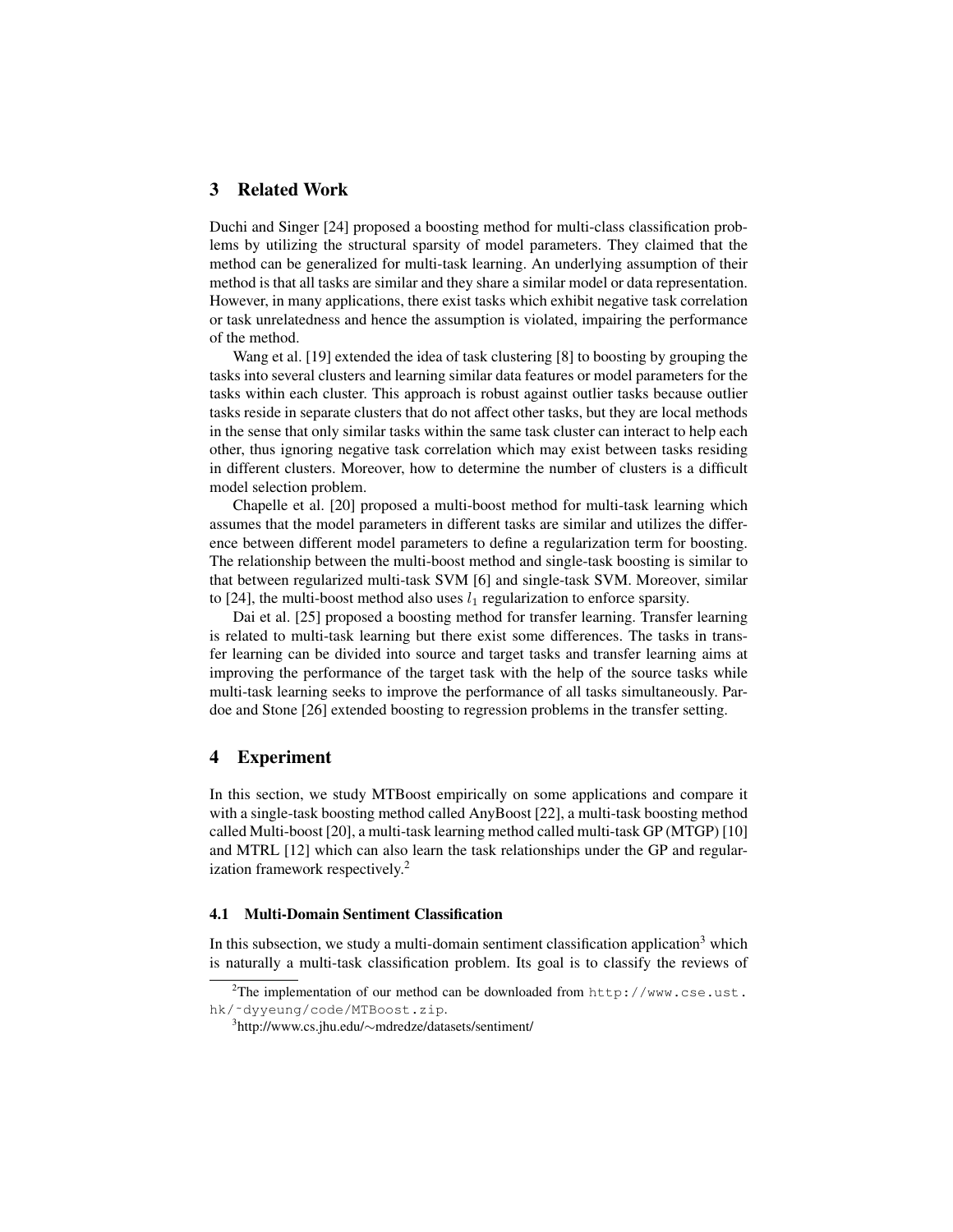## 3 Related Work

Duchi and Singer [24] proposed a boosting method for multi-class classification problems by utilizing the structural sparsity of model parameters. They claimed that the method can be generalized for multi-task learning. An underlying assumption of their method is that all tasks are similar and they share a similar model or data representation. However, in many applications, there exist tasks which exhibit negative task correlation or task unrelatedness and hence the assumption is violated, impairing the performance of the method.

Wang et al. [19] extended the idea of task clustering [8] to boosting by grouping the tasks into several clusters and learning similar data features or model parameters for the tasks within each cluster. This approach is robust against outlier tasks because outlier tasks reside in separate clusters that do not affect other tasks, but they are local methods in the sense that only similar tasks within the same task cluster can interact to help each other, thus ignoring negative task correlation which may exist between tasks residing in different clusters. Moreover, how to determine the number of clusters is a difficult model selection problem.

Chapelle et al. [20] proposed a multi-boost method for multi-task learning which assumes that the model parameters in different tasks are similar and utilizes the difference between different model parameters to define a regularization term for boosting. The relationship between the multi-boost method and single-task boosting is similar to that between regularized multi-task SVM [6] and single-task SVM. Moreover, similar to [24], the multi-boost method also uses $l_1$ regularization to enforce sparsity.

Dai et al. [25] proposed a boosting method for transfer learning. Transfer learning is related to multi-task learning but there exist some differences. The tasks in transfer learning can be divided into source and target tasks and transfer learning aims at improving the performance of the target task with the help of the source tasks while multi-task learning seeks to improve the performance of all tasks simultaneously. Pardoe and Stone [26] extended boosting to regression problems in the transfer setting.

## 4 Experiment

In this section, we study MTBoost empirically on some applications and compare it with a single-task boosting method called AnyBoost [22], a multi-task boosting method called Multi-boost [20], a multi-task learning method called multi-task GP (MTGP) [10] and MTRL [12] which can also learn the task relationships under the GP and regularization framework respectively.[2]

### 4.1 Multi-Domain Sentiment Classification

In this subsection, we study a multi-domain sentiment classification application[3] which is naturally a multi-task classification problem. Its goal is to classify the reviews of

[2] The implementation of our method can be downloaded from http://www.cse.ust.hk/~dyyeung/code/MTBoost.zip.

[3] http://www.cs.jhu.edu/∼mdredze/datasets/sentiment/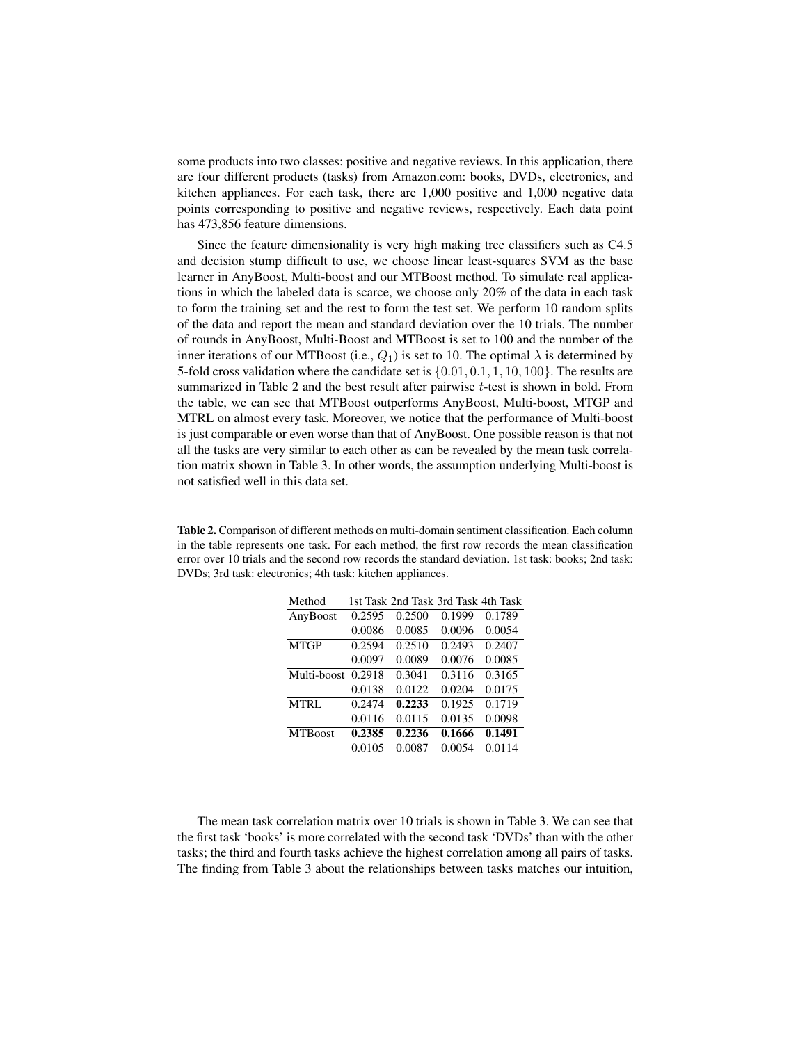some products into two classes: positive and negative reviews. In this application, there are four different products (tasks) from Amazon.com: books, DVDs, electronics, and kitchen appliances. For each task, there are 1,000 positive and 1,000 negative data points corresponding to positive and negative reviews, respectively. Each data point has 473,856 feature dimensions.

Since the feature dimensionality is very high making tree classifiers such as C4.5 and decision stump difficult to use, we choose linear least-squares SVM as the base learner in AnyBoost, Multi-boost and our MTBoost method. To simulate real applications in which the labeled data is scarce, we choose only 20% of the data in each task to form the training set and the rest to form the test set. We perform 10 random splits of the data and report the mean and standard deviation over the 10 trials. The number of rounds in AnyBoost, Multi-Boost and MTBoost is set to 100 and the number of the inner iterations of our MTBoost (i.e., $Q_1$) is set to 10. The optimal $\lambda$ is determined by 5-fold cross validation where the candidate set is $\{0.01, 0.1, 1, 10, 100\}$. The results are summarized in Table 2 and the best result after pairwise $t$-test is shown in bold. From the table, we can see that MTBoost outperforms AnyBoost, Multi-boost, MTGP and MTRL on almost every task. Moreover, we notice that the performance of Multi-boost is just comparable or even worse than that of AnyBoost. One possible reason is that not all the tasks are very similar to each other as can be revealed by the mean task correlation matrix shown in Table 3. In other words, the assumption underlying Multi-boost is not satisfied well in this data set.

**Table 2.** Comparison of different methods on multi-domain sentiment classification. Each column in the table represents one task. For each method, the first row records the mean classification error over 10 trials and the second row records the standard deviation. 1st task: books; 2nd task: DVDs; 3rd task: electronics; 4th task: kitchen appliances.

| Method | 1st Task | 2nd Task | 3rd Task | 4th Task |
|---|---|---|---|---|
| AnyBoost | 0.2595 | 0.2500 | 0.1999 | 0.1789 |
| | 0.0086 | 0.0085 | 0.0096 | 0.0054 |
| MTGP | 0.2594 | 0.2510 | 0.2493 | 0.2407 |
| | 0.0097 | 0.0089 | 0.0076 | 0.0085 |
| Multi-boost | 0.2918 | 0.3041 | 0.3116 | 0.3165 |
| | 0.0138 | 0.0122 | 0.0204 | 0.0175 |
| MTRL | 0.2474 | **0.2233** | 0.1925 | 0.1719 |
| | 0.0116 | 0.0115 | 0.0135 | 0.0098 |
| MTBoost | **0.2385** | **0.2236** | **0.1666** | **0.1491** |
| | 0.0105 | 0.0087 | 0.0054 | 0.0114 |

The mean task correlation matrix over 10 trials is shown in Table 3. We can see that the first task 'books' is more correlated with the second task 'DVDs' than with the other tasks; the third and fourth tasks achieve the highest correlation among all pairs of tasks. The finding from Table 3 about the relationships between tasks matches our intuition,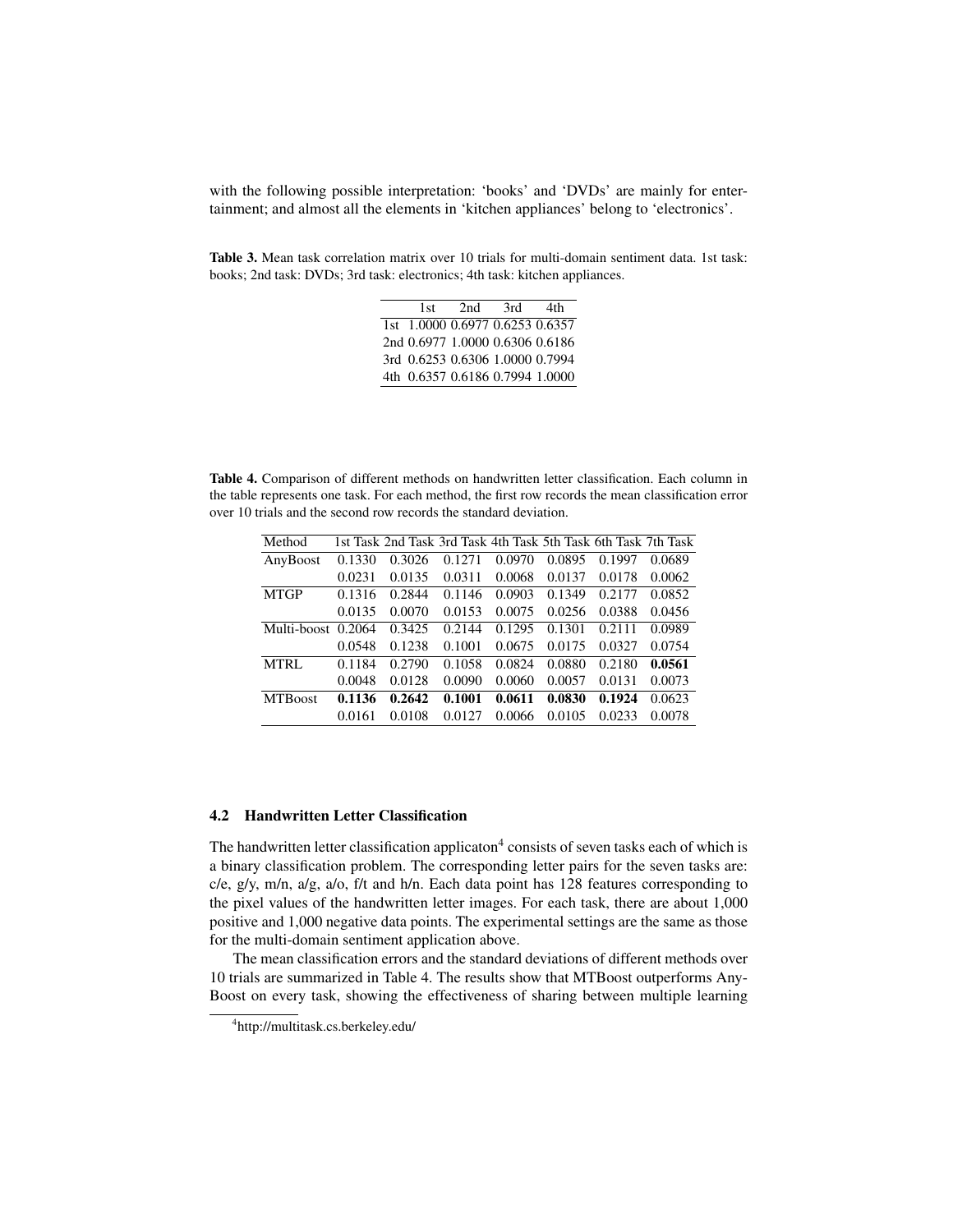with the following possible interpretation: 'books' and 'DVDs' are mainly for entertainment; and almost all the elements in 'kitchen appliances' belong to 'electronics'.

**Table 3.** Mean task correlation matrix over 10 trials for multi-domain sentiment data. 1st task: books; 2nd task: DVDs; 3rd task: electronics; 4th task: kitchen appliances.

| | 1st | 2nd | 3rd | 4th |
|---|---|---|---|---|
| 1st | 1.0000 | 0.6977 | 0.6253 | 0.6357 |
| 2nd | 0.6977 | 1.0000 | 0.6306 | 0.6186 |
| 3rd | 0.6253 | 0.6306 | 1.0000 | 0.7994 |
| 4th | 0.6357 | 0.6186 | 0.7994 | 1.0000 |

**Table 4.** Comparison of different methods on handwritten letter classification. Each column in the table represents one task. For each method, the first row records the mean classification error over 10 trials and the second row records the standard deviation.

| Method | 1st Task | 2nd Task | 3rd Task | 4th Task | 5th Task | 6th Task | 7th Task |
|---|---|---|---|---|---|---|---|
| AnyBoost | 0.1330 | 0.3026 | 0.1271 | 0.0970 | 0.0895 | 0.1997 | 0.0689 |
| | 0.0231 | 0.0135 | 0.0311 | 0.0068 | 0.0137 | 0.0178 | 0.0062 |
| MTGP | 0.1316 | 0.2844 | 0.1146 | 0.0903 | 0.1349 | 0.2177 | 0.0852 |
| | 0.0135 | 0.0070 | 0.0153 | 0.0075 | 0.0256 | 0.0388 | 0.0456 |
| Multi-boost | 0.2064 | 0.3425 | 0.2144 | 0.1295 | 0.1301 | 0.2111 | 0.0989 |
| | 0.0548 | 0.1238 | 0.1001 | 0.0675 | 0.0175 | 0.0327 | 0.0754 |
| MTRL | 0.1184 | 0.2790 | 0.1058 | 0.0824 | 0.0880 | 0.2180 | **0.0561** |
| | 0.0048 | 0.0128 | 0.0090 | 0.0060 | 0.0057 | 0.0131 | 0.0073 |
| MTBoost | **0.1136** | **0.2642** | **0.1001** | **0.0611** | **0.0830** | **0.1924** | 0.0623 |
| | 0.0161 | 0.0108 | 0.0127 | 0.0066 | 0.0105 | 0.0233 | 0.0078 |

### 4.2 Handwritten Letter Classification

The handwritten letter classification applicaton[4] consists of seven tasks each of which is a binary classification problem. The corresponding letter pairs for the seven tasks are: c/e, g/y, m/n, a/g, a/o, f/t and h/n. Each data point has 128 features corresponding to the pixel values of the handwritten letter images. For each task, there are about 1,000 positive and 1,000 negative data points. The experimental settings are the same as those for the multi-domain sentiment application above.

The mean classification errors and the standard deviations of different methods over 10 trials are summarized in Table 4. The results show that MTBoost outperforms AnyBoost on every task, showing the effectiveness of sharing between multiple learning

[4] http://multitask.cs.berkeley.edu/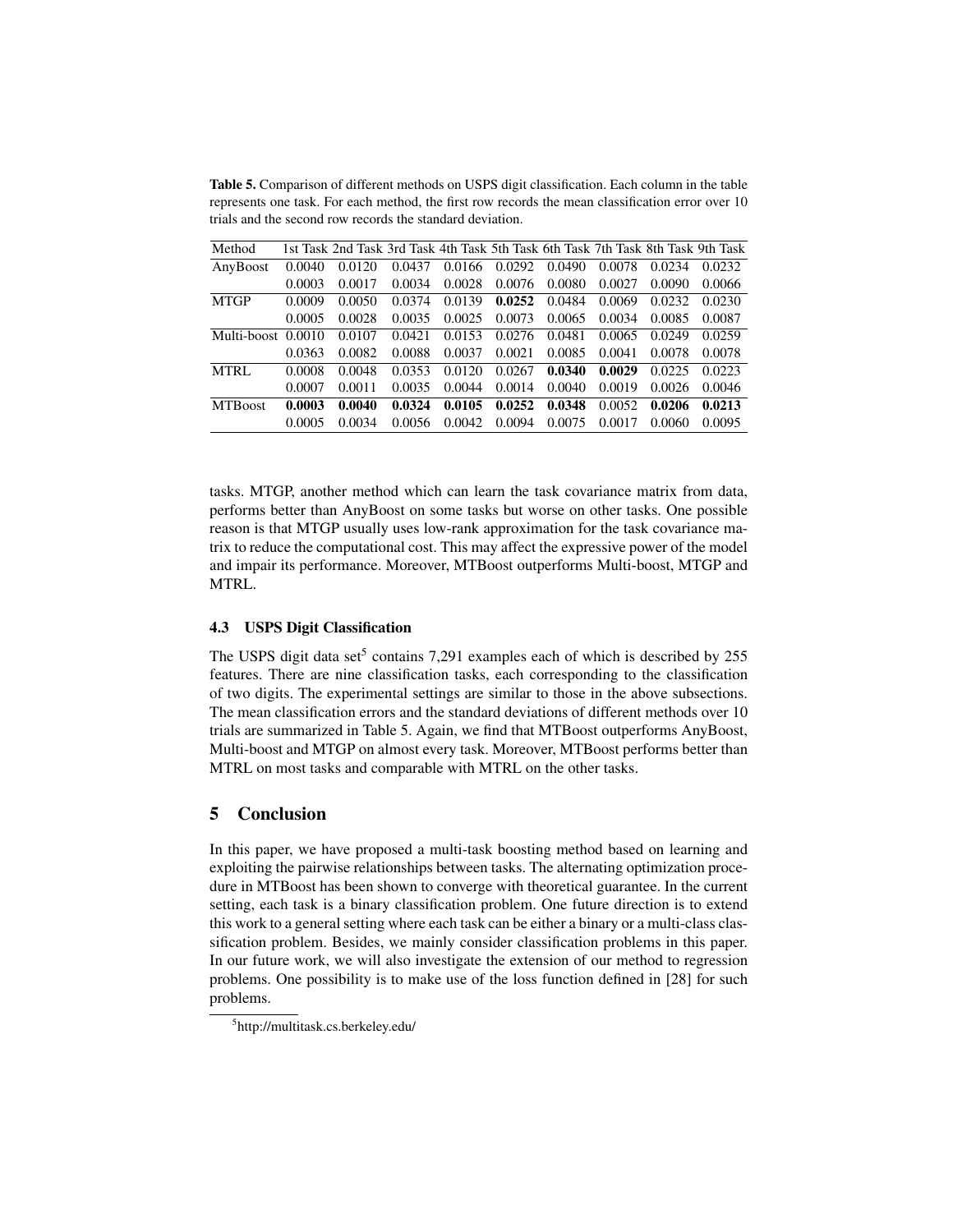**Table 5.** Comparison of different methods on USPS digit classification. Each column in the table represents one task. For each method, the first row records the mean classification error over 10 trials and the second row records the standard deviation.

| Method | 1st Task | 2nd Task | 3rd Task | 4th Task | 5th Task | 6th Task | 7th Task | 8th Task | 9th Task |
|---|---|---|---|---|---|---|---|---|---|
| AnyBoost | 0.0040 | 0.0120 | 0.0437 | 0.0166 | 0.0292 | 0.0490 | 0.0078 | 0.0234 | 0.0232 |
| | 0.0003 | 0.0017 | 0.0034 | 0.0028 | 0.0076 | 0.0080 | 0.0027 | 0.0090 | 0.0066 |
| MTGP | 0.0009 | 0.0050 | 0.0374 | 0.0139 | **0.0252** | 0.0484 | 0.0069 | 0.0232 | 0.0230 |
| | 0.0005 | 0.0028 | 0.0035 | 0.0025 | 0.0073 | 0.0065 | 0.0034 | 0.0085 | 0.0087 |
| Multi-boost | 0.0010 | 0.0107 | 0.0421 | 0.0153 | 0.0276 | 0.0481 | 0.0065 | 0.0249 | 0.0259 |
| | 0.0363 | 0.0082 | 0.0088 | 0.0037 | 0.0021 | 0.0085 | 0.0041 | 0.0078 | 0.0078 |
| MTRL | 0.0008 | 0.0048 | 0.0353 | 0.0120 | 0.0267 | **0.0340** | **0.0029** | 0.0225 | 0.0223 |
| | 0.0007 | 0.0011 | 0.0035 | 0.0044 | 0.0014 | 0.0040 | 0.0019 | 0.0026 | 0.0046 |
| MTBoost | **0.0003** | **0.0040** | **0.0324** | **0.0105** | **0.0252** | **0.0348** | 0.0052 | **0.0206** | **0.0213** |
| | 0.0005 | 0.0034 | 0.0056 | 0.0042 | 0.0094 | 0.0075 | 0.0017 | 0.0060 | 0.0095 |

tasks. MTGP, another method which can learn the task covariance matrix from data, performs better than AnyBoost on some tasks but worse on other tasks. One possible reason is that MTGP usually uses low-rank approximation for the task covariance matrix to reduce the computational cost. This may affect the expressive power of the model and impair its performance. Moreover, MTBoost outperforms Multi-boost, MTGP and MTRL.

### 4.3 USPS Digit Classification

The USPS digit data set[5] contains 7,291 examples each of which is described by 255 features. There are nine classification tasks, each corresponding to the classification of two digits. The experimental settings are similar to those in the above subsections. The mean classification errors and the standard deviations of different methods over 10 trials are summarized in Table 5. Again, we find that MTBoost outperforms AnyBoost, Multi-boost and MTGP on almost every task. Moreover, MTBoost performs better than MTRL on most tasks and comparable with MTRL on the other tasks.

## 5 Conclusion

In this paper, we have proposed a multi-task boosting method based on learning and exploiting the pairwise relationships between tasks. The alternating optimization procedure in MTBoost has been shown to converge with theoretical guarantee. In the current setting, each task is a binary classification problem. One future direction is to extend this work to a general setting where each task can be either a binary or a multi-class classification problem. Besides, we mainly consider classification problems in this paper. In our future work, we will also investigate the extension of our method to regression problems. One possibility is to make use of the loss function defined in [28] for such problems.

[5] http://multitask.cs.berkeley.edu/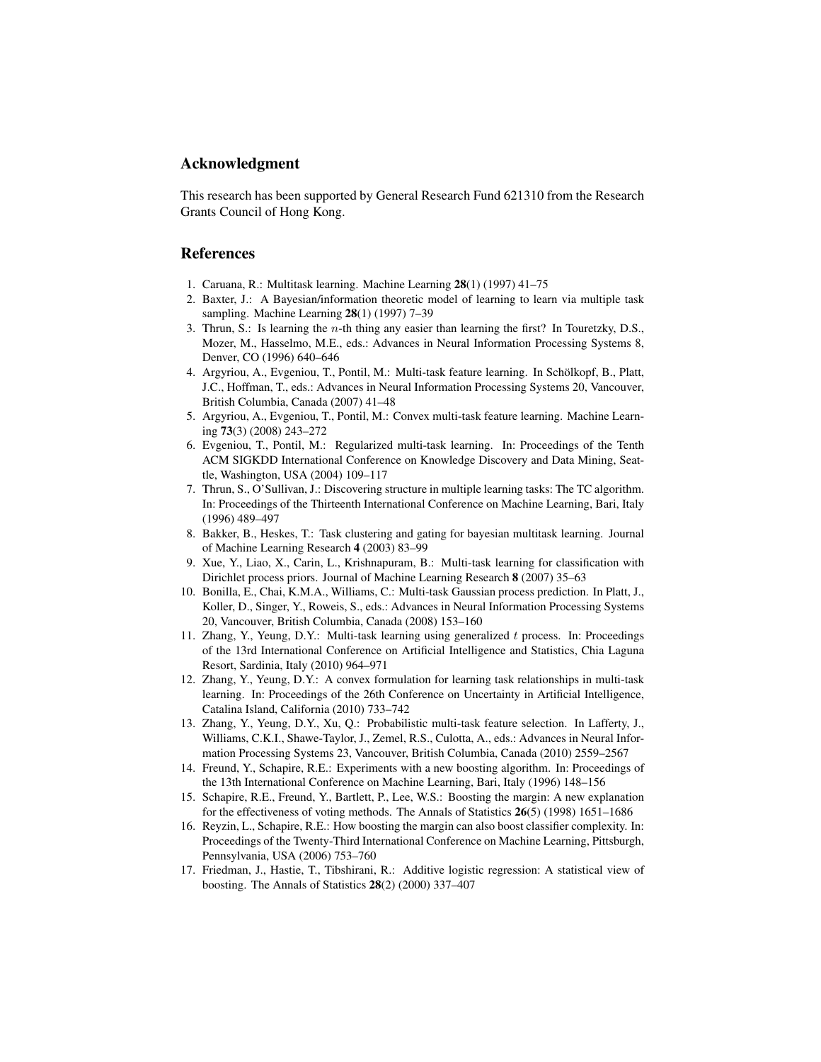## Acknowledgment

This research has been supported by General Research Fund 621310 from the Research Grants Council of Hong Kong.

## References

1. Caruana, R.: Multitask learning. Machine Learning **28**(1) (1997) 41–75
2. Baxter, J.: A Bayesian/information theoretic model of learning to learn via multiple task sampling. Machine Learning **28**(1) (1997) 7–39
3. Thrun, S.: Is learning the $n$-th thing any easier than learning the first? In Touretzky, D.S., Mozer, M., Hasselmo, M.E., eds.: Advances in Neural Information Processing Systems 8, Denver, CO (1996) 640–646
4. Argyriou, A., Evgeniou, T., Pontil, M.: Multi-task feature learning. In Schölkopf, B., Platt, J.C., Hoffman, T., eds.: Advances in Neural Information Processing Systems 20, Vancouver, British Columbia, Canada (2007) 41–48
5. Argyriou, A., Evgeniou, T., Pontil, M.: Convex multi-task feature learning. Machine Learning **73**(3) (2008) 243–272
6. Evgeniou, T., Pontil, M.: Regularized multi-task learning. In: Proceedings of the Tenth ACM SIGKDD International Conference on Knowledge Discovery and Data Mining, Seattle, Washington, USA (2004) 109–117
7. Thrun, S., O'Sullivan, J.: Discovering structure in multiple learning tasks: The TC algorithm. In: Proceedings of the Thirteenth International Conference on Machine Learning, Bari, Italy (1996) 489–497
8. Bakker, B., Heskes, T.: Task clustering and gating for bayesian multitask learning. Journal of Machine Learning Research **4** (2003) 83–99
9. Xue, Y., Liao, X., Carin, L., Krishnapuram, B.: Multi-task learning for classification with Dirichlet process priors. Journal of Machine Learning Research **8** (2007) 35–63
10. Bonilla, E., Chai, K.M.A., Williams, C.: Multi-task Gaussian process prediction. In Platt, J., Koller, D., Singer, Y., Roweis, S., eds.: Advances in Neural Information Processing Systems 20, Vancouver, British Columbia, Canada (2008) 153–160
11. Zhang, Y., Yeung, D.Y.: Multi-task learning using generalized $t$ process. In: Proceedings of the 13rd International Conference on Artificial Intelligence and Statistics, Chia Laguna Resort, Sardinia, Italy (2010) 964–971
12. Zhang, Y., Yeung, D.Y.: A convex formulation for learning task relationships in multi-task learning. In: Proceedings of the 26th Conference on Uncertainty in Artificial Intelligence, Catalina Island, California (2010) 733–742
13. Zhang, Y., Yeung, D.Y., Xu, Q.: Probabilistic multi-task feature selection. In Lafferty, J., Williams, C.K.I., Shawe-Taylor, J., Zemel, R.S., Culotta, A., eds.: Advances in Neural Information Processing Systems 23, Vancouver, British Columbia, Canada (2010) 2559–2567
14. Freund, Y., Schapire, R.E.: Experiments with a new boosting algorithm. In: Proceedings of the 13th International Conference on Machine Learning, Bari, Italy (1996) 148–156
15. Schapire, R.E., Freund, Y., Bartlett, P., Lee, W.S.: Boosting the margin: A new explanation for the effectiveness of voting methods. The Annals of Statistics **26**(5) (1998) 1651–1686
16. Reyzin, L., Schapire, R.E.: How boosting the margin can also boost classifier complexity. In: Proceedings of the Twenty-Third International Conference on Machine Learning, Pittsburgh, Pennsylvania, USA (2006) 753–760
17. Friedman, J., Hastie, T., Tibshirani, R.: Additive logistic regression: A statistical view of boosting. The Annals of Statistics **28**(2) (2000) 337–407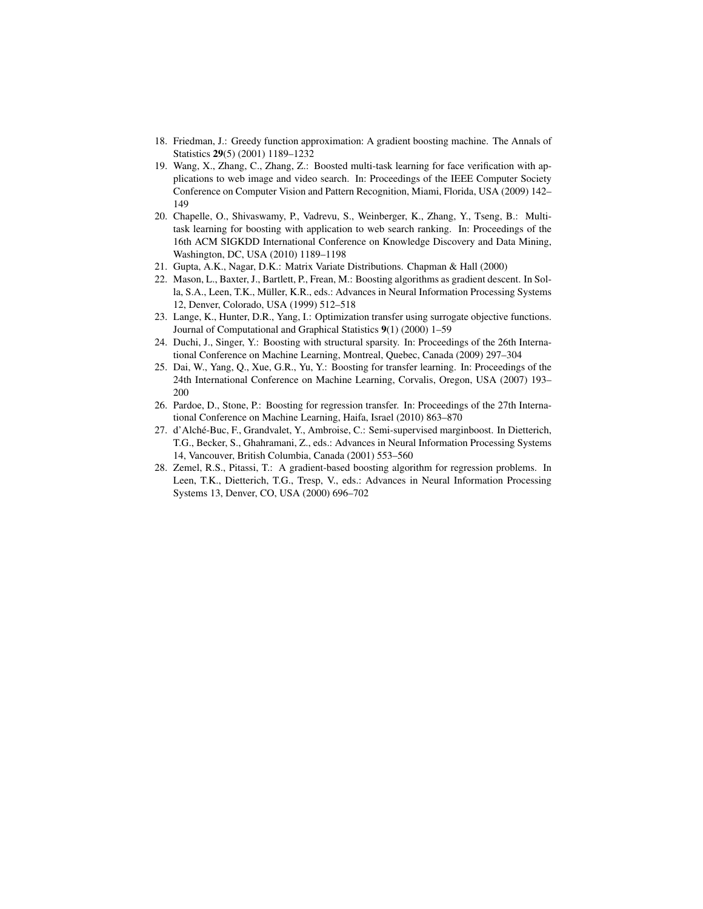18. Friedman, J.: Greedy function approximation: A gradient boosting machine. The Annals of Statistics **29**(5) (2001) 1189–1232
19. Wang, X., Zhang, C., Zhang, Z.: Boosted multi-task learning for face verification with applications to web image and video search. In: Proceedings of the IEEE Computer Society Conference on Computer Vision and Pattern Recognition, Miami, Florida, USA (2009) 142–149
20. Chapelle, O., Shivaswamy, P., Vadrevu, S., Weinberger, K., Zhang, Y., Tseng, B.: Multi-task learning for boosting with application to web search ranking. In: Proceedings of the 16th ACM SIGKDD International Conference on Knowledge Discovery and Data Mining, Washington, DC, USA (2010) 1189–1198
21. Gupta, A.K., Nagar, D.K.: Matrix Variate Distributions. Chapman & Hall (2000)
22. Mason, L., Baxter, J., Bartlett, P., Frean, M.: Boosting algorithms as gradient descent. In Solla, S.A., Leen, T.K., Müller, K.R., eds.: Advances in Neural Information Processing Systems 12, Denver, Colorado, USA (1999) 512–518
23. Lange, K., Hunter, D.R., Yang, I.: Optimization transfer using surrogate objective functions. Journal of Computational and Graphical Statistics **9**(1) (2000) 1–59
24. Duchi, J., Singer, Y.: Boosting with structural sparsity. In: Proceedings of the 26th International Conference on Machine Learning, Montreal, Quebec, Canada (2009) 297–304
25. Dai, W., Yang, Q., Xue, G.R., Yu, Y.: Boosting for transfer learning. In: Proceedings of the 24th International Conference on Machine Learning, Corvalis, Oregon, USA (2007) 193–200
26. Pardoe, D., Stone, P.: Boosting for regression transfer. In: Proceedings of the 27th International Conference on Machine Learning, Haifa, Israel (2010) 863–870
27. d'Alché-Buc, F., Grandvalet, Y., Ambroise, C.: Semi-supervised marginboost. In Dietterich, T.G., Becker, S., Ghahramani, Z., eds.: Advances in Neural Information Processing Systems 14, Vancouver, British Columbia, Canada (2001) 553–560
28. Zemel, R.S., Pitassi, T.: A gradient-based boosting algorithm for regression problems. In Leen, T.K., Dietterich, T.G., Tresp, V., eds.: Advances in Neural Information Processing Systems 13, Denver, CO, USA (2000) 696–702